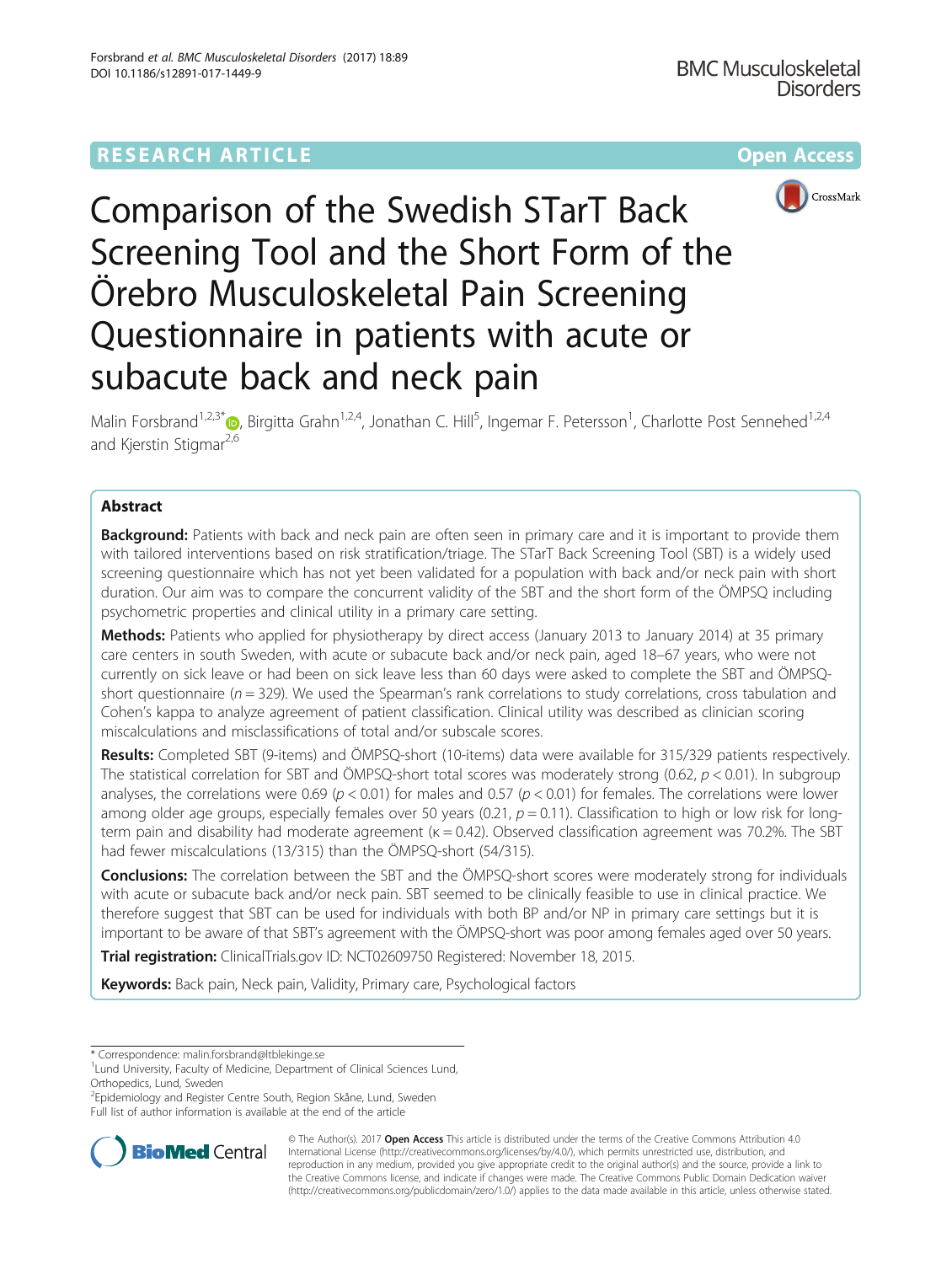RESEARCH ARTICLE

Open Access

# Comparison of the Swedish STarT Back Screening Tool and the Short Form of the Örebro Musculoskeletal Pain Screening Questionnaire in patients with acute or subacute back and neck pain

Malin Forsbrand[1,2,3*], Birgitta Grahn[1,2,4], Jonathan C. Hill[5], Ingemar F. Petersson[1], Charlotte Post Sennehed[1,2,4] and Kjerstin Stigmar[2,6]

## Abstract

**Background:** Patients with back and neck pain are often seen in primary care and it is important to provide them with tailored interventions based on risk stratification/triage. The STarT Back Screening Tool (SBT) is a widely used screening questionnaire which has not yet been validated for a population with back and/or neck pain with short duration. Our aim was to compare the concurrent validity of the SBT and the short form of the ÖMPSQ including psychometric properties and clinical utility in a primary care setting.

**Methods:** Patients who applied for physiotherapy by direct access (January 2013 to January 2014) at 35 primary care centers in south Sweden, with acute or subacute back and/or neck pain, aged 18–67 years, who were not currently on sick leave or had been on sick leave less than 60 days were asked to complete the SBT and ÖMPSQ-short questionnaire ($n = 329$). We used the Spearman's rank correlations to study correlations, cross tabulation and Cohen's kappa to analyze agreement of patient classification. Clinical utility was described as clinician scoring miscalculations and misclassifications of total and/or subscale scores.

**Results:** Completed SBT (9-items) and ÖMPSQ-short (10-items) data were available for 315/329 patients respectively. The statistical correlation for SBT and ÖMPSQ-short total scores was moderately strong (0.62, $p < 0.01$). In subgroup analyses, the correlations were 0.69 ($p < 0.01$) for males and 0.57 ($p < 0.01$) for females. The correlations were lower among older age groups, especially females over 50 years (0.21, $p = 0.11$). Classification to high or low risk for long-term pain and disability had moderate agreement ($\kappa = 0.42$). Observed classification agreement was 70.2%. The SBT had fewer miscalculations (13/315) than the ÖMPSQ-short (54/315).

**Conclusions:** The correlation between the SBT and the ÖMPSQ-short scores were moderately strong for individuals with acute or subacute back and/or neck pain. SBT seemed to be clinically feasible to use in clinical practice. We therefore suggest that SBT can be used for individuals with both BP and/or NP in primary care settings but it is important to be aware of that SBT's agreement with the ÖMPSQ-short was poor among females aged over 50 years.

**Trial registration:** ClinicalTrials.gov ID: NCT02609750 Registered: November 18, 2015.

**Keywords:** Back pain, Neck pain, Validity, Primary care, Psychological factors

\* Correspondence: malin.forsbrand@ltblekinge.se
[1]Lund University, Faculty of Medicine, Department of Clinical Sciences Lund, Orthopedics, Lund, Sweden
[2]Epidemiology and Register Centre South, Region Skåne, Lund, Sweden
Full list of author information is available at the end of the article

© The Author(s). 2017 **Open Access** This article is distributed under the terms of the Creative Commons Attribution 4.0 International License (http://creativecommons.org/licenses/by/4.0/), which permits unrestricted use, distribution, and reproduction in any medium, provided you give appropriate credit to the original author(s) and the source, provide a link to the Creative Commons license, and indicate if changes were made. The Creative Commons Public Domain Dedication waiver (http://creativecommons.org/publicdomain/zero/1.0/) applies to the data made available in this article, unless otherwise stated.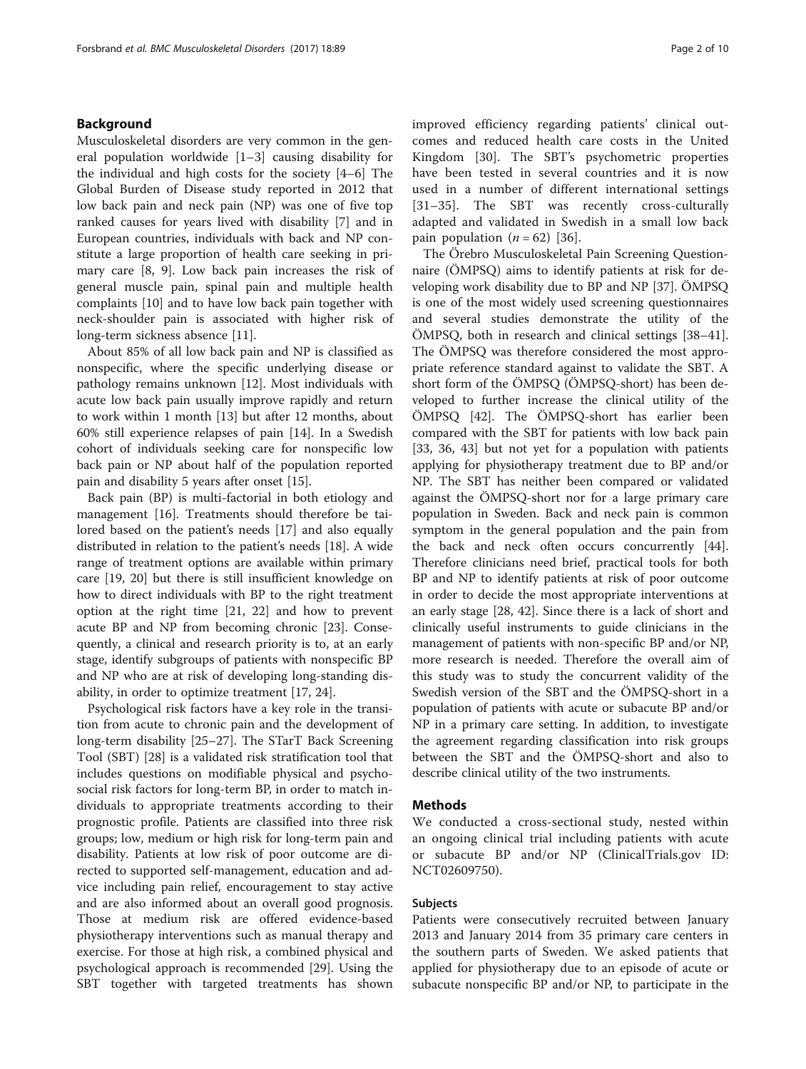## Background

Musculoskeletal disorders are very common in the general population worldwide [1–3] causing disability for the individual and high costs for the society [4–6] The Global Burden of Disease study reported in 2012 that low back pain and neck pain (NP) was one of five top ranked causes for years lived with disability [7] and in European countries, individuals with back and NP constitute a large proportion of health care seeking in primary care [8, 9]. Low back pain increases the risk of general muscle pain, spinal pain and multiple health complaints [10] and to have low back pain together with neck-shoulder pain is associated with higher risk of long-term sickness absence [11].

About 85% of all low back pain and NP is classified as nonspecific, where the specific underlying disease or pathology remains unknown [12]. Most individuals with acute low back pain usually improve rapidly and return to work within 1 month [13] but after 12 months, about 60% still experience relapses of pain [14]. In a Swedish cohort of individuals seeking care for nonspecific low back pain or NP about half of the population reported pain and disability 5 years after onset [15].

Back pain (BP) is multi-factorial in both etiology and management [16]. Treatments should therefore be tailored based on the patient's needs [17] and also equally distributed in relation to the patient's needs [18]. A wide range of treatment options are available within primary care [19, 20] but there is still insufficient knowledge on how to direct individuals with BP to the right treatment option at the right time [21, 22] and how to prevent acute BP and NP from becoming chronic [23]. Consequently, a clinical and research priority is to, at an early stage, identify subgroups of patients with nonspecific BP and NP who are at risk of developing long-standing disability, in order to optimize treatment [17, 24].

Psychological risk factors have a key role in the transition from acute to chronic pain and the development of long-term disability [25–27]. The STarT Back Screening Tool (SBT) [28] is a validated risk stratification tool that includes questions on modifiable physical and psychosocial risk factors for long-term BP, in order to match individuals to appropriate treatments according to their prognostic profile. Patients are classified into three risk groups; low, medium or high risk for long-term pain and disability. Patients at low risk of poor outcome are directed to supported self-management, education and advice including pain relief, encouragement to stay active and are also informed about an overall good prognosis. Those at medium risk are offered evidence-based physiotherapy interventions such as manual therapy and exercise. For those at high risk, a combined physical and psychological approach is recommended [29]. Using the SBT together with targeted treatments has shown improved efficiency regarding patients' clinical outcomes and reduced health care costs in the United Kingdom [30]. The SBT's psychometric properties have been tested in several countries and it is now used in a number of different international settings [31–35]. The SBT was recently cross-culturally adapted and validated in Swedish in a small low back pain population ($n = 62$) [36].

The Örebro Musculoskeletal Pain Screening Questionnaire (ÖMPSQ) aims to identify patients at risk for developing work disability due to BP and NP [37]. ÖMPSQ is one of the most widely used screening questionnaires and several studies demonstrate the utility of the ÖMPSQ, both in research and clinical settings [38–41]. The ÖMPSQ was therefore considered the most appropriate reference standard against to validate the SBT. A short form of the ÖMPSQ (ÖMPSQ-short) has been developed to further increase the clinical utility of the ÖMPSQ [42]. The ÖMPSQ-short has earlier been compared with the SBT for patients with low back pain [33, 36, 43] but not yet for a population with patients applying for physiotherapy treatment due to BP and/or NP. The SBT has neither been compared or validated against the ÖMPSQ-short nor for a large primary care population in Sweden. Back and neck pain is common symptom in the general population and the pain from the back and neck often occurs concurrently [44]. Therefore clinicians need brief, practical tools for both BP and NP to identify patients at risk of poor outcome in order to decide the most appropriate interventions at an early stage [28, 42]. Since there is a lack of short and clinically useful instruments to guide clinicians in the management of patients with non-specific BP and/or NP, more research is needed. Therefore the overall aim of this study was to study the concurrent validity of the Swedish version of the SBT and the ÖMPSQ-short in a population of patients with acute or subacute BP and/or NP in a primary care setting. In addition, to investigate the agreement regarding classification into risk groups between the SBT and the ÖMPSQ-short and also to describe clinical utility of the two instruments.

## Methods

We conducted a cross-sectional study, nested within an ongoing clinical trial including patients with acute or subacute BP and/or NP (ClinicalTrials.gov ID: NCT02609750).

### Subjects

Patients were consecutively recruited between January 2013 and January 2014 from 35 primary care centers in the southern parts of Sweden. We asked patients that applied for physiotherapy due to an episode of acute or subacute nonspecific BP and/or NP, to participate in the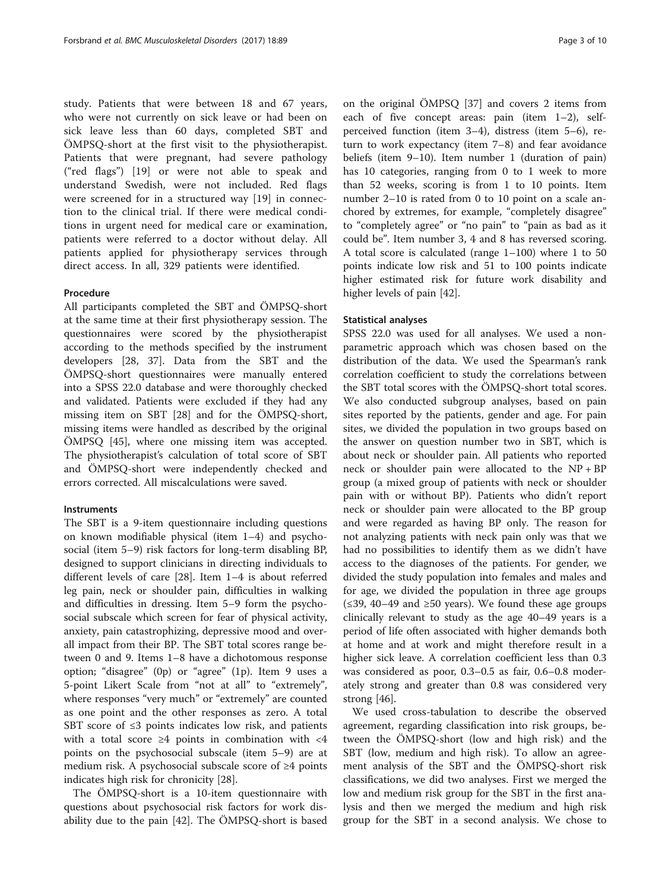study. Patients that were between 18 and 67 years, who were not currently on sick leave or had been on sick leave less than 60 days, completed SBT and ÖMPSQ-short at the first visit to the physiotherapist. Patients that were pregnant, had severe pathology ("red flags") [19] or were not able to speak and understand Swedish, were not included. Red flags were screened for in a structured way [19] in connection to the clinical trial. If there were medical conditions in urgent need for medical care or examination, patients were referred to a doctor without delay. All patients applied for physiotherapy services through direct access. In all, 329 patients were identified.

### Procedure

All participants completed the SBT and ÖMPSQ-short at the same time at their first physiotherapy session. The questionnaires were scored by the physiotherapist according to the methods specified by the instrument developers [28, 37]. Data from the SBT and the ÖMPSQ-short questionnaires were manually entered into a SPSS 22.0 database and were thoroughly checked and validated. Patients were excluded if they had any missing item on SBT [28] and for the ÖMPSQ-short, missing items were handled as described by the original ÖMPSQ [45], where one missing item was accepted. The physiotherapist's calculation of total score of SBT and ÖMPSQ-short were independently checked and errors corrected. All miscalculations were saved.

### Instruments

The SBT is a 9-item questionnaire including questions on known modifiable physical (item 1–4) and psychosocial (item 5–9) risk factors for long-term disabling BP, designed to support clinicians in directing individuals to different levels of care [28]. Item 1–4 is about referred leg pain, neck or shoulder pain, difficulties in walking and difficulties in dressing. Item 5–9 form the psychosocial subscale which screen for fear of physical activity, anxiety, pain catastrophizing, depressive mood and overall impact from their BP. The SBT total scores range between 0 and 9. Items 1–8 have a dichotomous response option; "disagree" (0p) or "agree" (1p). Item 9 uses a 5-point Likert Scale from "not at all" to "extremely", where responses "very much" or "extremely" are counted as one point and the other responses as zero. A total SBT score of ≤3 points indicates low risk, and patients with a total score ≥4 points in combination with <4 points on the psychosocial subscale (item 5–9) are at medium risk. A psychosocial subscale score of ≥4 points indicates high risk for chronicity [28].

The ÖMPSQ-short is a 10-item questionnaire with questions about psychosocial risk factors for work disability due to the pain [42]. The ÖMPSQ-short is based on the original ÖMPSQ [37] and covers 2 items from each of five concept areas: pain (item 1–2), self-perceived function (item 3–4), distress (item 5–6), return to work expectancy (item 7–8) and fear avoidance beliefs (item 9–10). Item number 1 (duration of pain) has 10 categories, ranging from 0 to 1 week to more than 52 weeks, scoring is from 1 to 10 points. Item number 2–10 is rated from 0 to 10 point on a scale anchored by extremes, for example, "completely disagree" to "completely agree" or "no pain" to "pain as bad as it could be". Item number 3, 4 and 8 has reversed scoring. A total score is calculated (range 1–100) where 1 to 50 points indicate low risk and 51 to 100 points indicate higher estimated risk for future work disability and higher levels of pain [42].

### Statistical analyses

SPSS 22.0 was used for all analyses. We used a non-parametric approach which was chosen based on the distribution of the data. We used the Spearman's rank correlation coefficient to study the correlations between the SBT total scores with the ÖMPSQ-short total scores. We also conducted subgroup analyses, based on pain sites reported by the patients, gender and age. For pain sites, we divided the population in two groups based on the answer on question number two in SBT, which is about neck or shoulder pain. All patients who reported neck or shoulder pain were allocated to the NP + BP group (a mixed group of patients with neck or shoulder pain with or without BP). Patients who didn't report neck or shoulder pain were allocated to the BP group and were regarded as having BP only. The reason for not analyzing patients with neck pain only was that we had no possibilities to identify them as we didn't have access to the diagnoses of the patients. For gender, we divided the study population into females and males and for age, we divided the population in three age groups (≤39, 40–49 and ≥50 years). We found these age groups clinically relevant to study as the age 40–49 years is a period of life often associated with higher demands both at home and at work and might therefore result in a higher sick leave. A correlation coefficient less than 0.3 was considered as poor, 0.3–0.5 as fair, 0.6–0.8 moderately strong and greater than 0.8 was considered very strong [46].

We used cross-tabulation to describe the observed agreement, regarding classification into risk groups, between the ÖMPSQ-short (low and high risk) and the SBT (low, medium and high risk). To allow an agreement analysis of the SBT and the ÖMPSQ-short risk classifications, we did two analyses. First we merged the low and medium risk group for the SBT in the first analysis and then we merged the medium and high risk group for the SBT in a second analysis. We chose to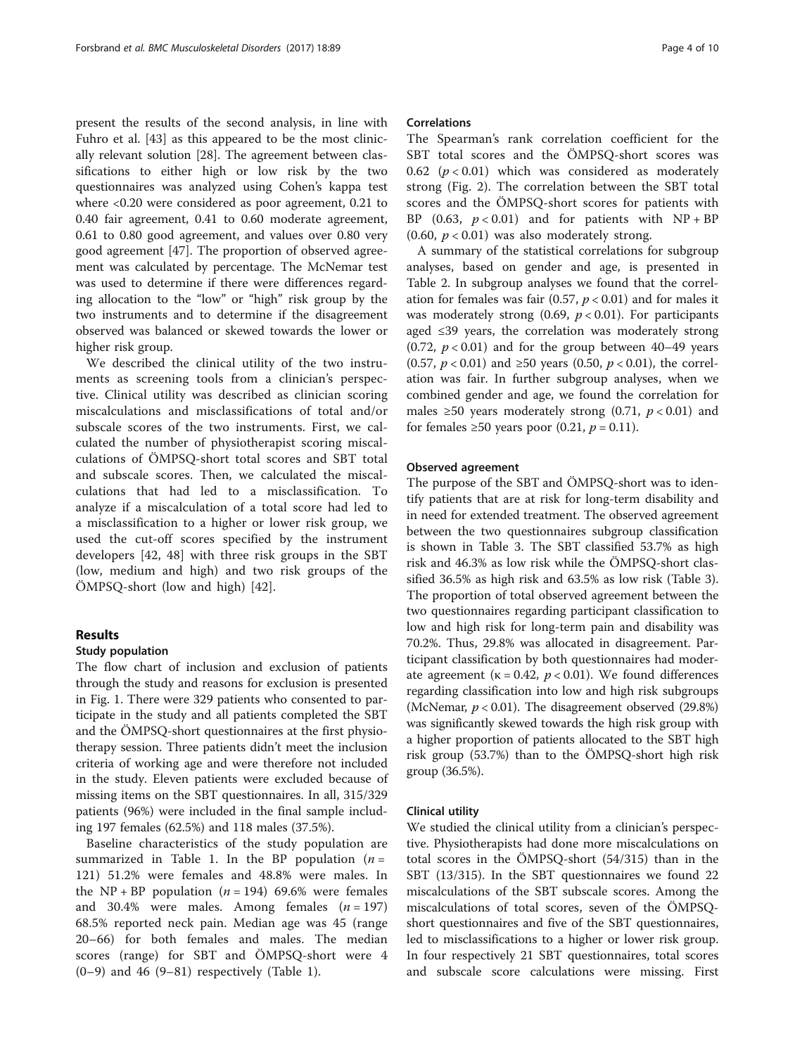present the results of the second analysis, in line with Fuhro et al. [43] as this appeared to be the most clinically relevant solution [28]. The agreement between classifications to either high or low risk by the two questionnaires was analyzed using Cohen's kappa test where <0.20 were considered as poor agreement, 0.21 to 0.40 fair agreement, 0.41 to 0.60 moderate agreement, 0.61 to 0.80 good agreement, and values over 0.80 very good agreement [47]. The proportion of observed agreement was calculated by percentage. The McNemar test was used to determine if there were differences regarding allocation to the "low" or "high" risk group by the two instruments and to determine if the disagreement observed was balanced or skewed towards the lower or higher risk group.

We described the clinical utility of the two instruments as screening tools from a clinician's perspective. Clinical utility was described as clinician scoring miscalculations and misclassifications of total and/or subscale scores of the two instruments. First, we calculated the number of physiotherapist scoring miscalculations of ÖMPSQ-short total scores and SBT total and subscale scores. Then, we calculated the miscalculations that had led to a misclassification. To analyze if a miscalculation of a total score had led to a misclassification to a higher or lower risk group, we used the cut-off scores specified by the instrument developers [42, 48] with three risk groups in the SBT (low, medium and high) and two risk groups of the ÖMPSQ-short (low and high) [42].

## Results

### Study population

The flow chart of inclusion and exclusion of patients through the study and reasons for exclusion is presented in Fig. 1. There were 329 patients who consented to participate in the study and all patients completed the SBT and the ÖMPSQ-short questionnaires at the first physiotherapy session. Three patients didn't meet the inclusion criteria of working age and were therefore not included in the study. Eleven patients were excluded because of missing items on the SBT questionnaires. In all, 315/329 patients (96%) were included in the final sample including 197 females (62.5%) and 118 males (37.5%).

Baseline characteristics of the study population are summarized in Table 1. In the BP population ($n = 121$) 51.2% were females and 48.8% were males. In the NP + BP population ($n = 194$) 69.6% were females and 30.4% were males. Among females ($n = 197$) 68.5% reported neck pain. Median age was 45 (range 20–66) for both females and males. The median scores (range) for SBT and ÖMPSQ-short were 4 (0–9) and 46 (9–81) respectively (Table 1).

### Correlations

The Spearman's rank correlation coefficient for the SBT total scores and the ÖMPSQ-short scores was 0.62 ($p < 0.01$) which was considered as moderately strong (Fig. 2). The correlation between the SBT total scores and the ÖMPSQ-short scores for patients with BP (0.63, $p < 0.01$) and for patients with NP + BP (0.60, $p < 0.01$) was also moderately strong.

A summary of the statistical correlations for subgroup analyses, based on gender and age, is presented in Table 2. In subgroup analyses we found that the correlation for females was fair (0.57, $p < 0.01$) and for males it was moderately strong (0.69, $p < 0.01$). For participants aged ≤39 years, the correlation was moderately strong (0.72, $p < 0.01$) and for the group between 40–49 years (0.57, $p < 0.01$) and ≥50 years (0.50, $p < 0.01$), the correlation was fair. In further subgroup analyses, when we combined gender and age, we found the correlation for males ≥50 years moderately strong (0.71, $p < 0.01$) and for females ≥50 years poor (0.21, $p = 0.11$).

### Observed agreement

The purpose of the SBT and ÖMPSQ-short was to identify patients that are at risk for long-term disability and in need for extended treatment. The observed agreement between the two questionnaires subgroup classification is shown in Table 3. The SBT classified 53.7% as high risk and 46.3% as low risk while the ÖMPSQ-short classified 36.5% as high risk and 63.5% as low risk (Table 3). The proportion of total observed agreement between the two questionnaires regarding participant classification to low and high risk for long-term pain and disability was 70.2%. Thus, 29.8% was allocated in disagreement. Participant classification by both questionnaires had moderate agreement ($\kappa = 0.42$, $p < 0.01$). We found differences regarding classification into low and high risk subgroups (McNemar, $p < 0.01$). The disagreement observed (29.8%) was significantly skewed towards the high risk group with a higher proportion of patients allocated to the SBT high risk group (53.7%) than to the ÖMPSQ-short high risk group (36.5%).

### Clinical utility

We studied the clinical utility from a clinician's perspective. Physiotherapists had done more miscalculations on total scores in the ÖMPSQ-short (54/315) than in the SBT (13/315). In the SBT questionnaires we found 22 miscalculations of the SBT subscale scores. Among the miscalculations of total scores, seven of the ÖMPSQ-short questionnaires and five of the SBT questionnaires, led to misclassifications to a higher or lower risk group. In four respectively 21 SBT questionnaires, total scores and subscale score calculations were missing. First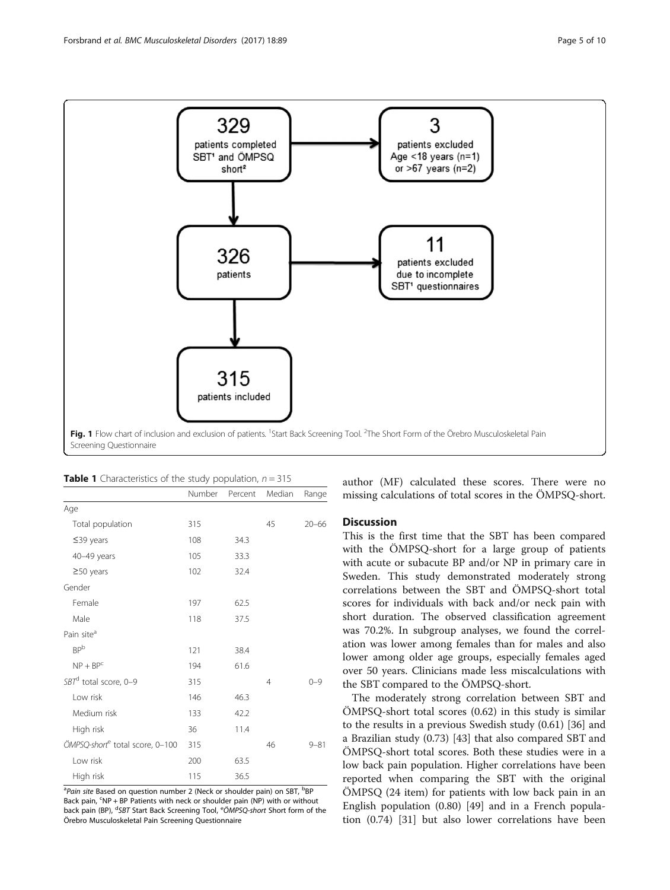329 patients completed SBT[1] and ÖMPSQ short[2]

3 patients excluded Age <18 years (n=1) or >67 years (n=2)

326 patients

11 patients excluded due to incomplete SBT[1] questionnaires

315 patients included

**Fig. 1** Flow chart of inclusion and exclusion of patients. [1]Start Back Screening Tool. [2]The Short Form of the Örebro Musculoskeletal Pain Screening Questionnaire

**Table 1** Characteristics of the study population, $n = 315$

| | Number | Percent | Median | Range |
|---|---|---|---|---|
| Age | | | | |
| Total population | 315 | | 45 | 20–66 |
| ≤39 years | 108 | 34.3 | | |
| 40–49 years | 105 | 33.3 | | |
| ≥50 years | 102 | 32.4 | | |
| Gender | | | | |
| Female | 197 | 62.5 | | |
| Male | 118 | 37.5 | | |
| Pain site[a] | | | | |
| BP[b] | 121 | 38.4 | | |
| NP + BP[c] | 194 | 61.6 | | |
| *SBT*[d] total score, 0–9 | 315 | | 4 | 0–9 |
| Low risk | 146 | 46.3 | | |
| Medium risk | 133 | 42.2 | | |
| High risk | 36 | 11.4 | | |
| *ÖMPSQ-short*[e] total score, 0–100 | 315 | | 46 | 9–81 |
| Low risk | 200 | 63.5 | | |
| High risk | 115 | 36.5 | | |

[a]*Pain site* Based on question number 2 (Neck or shoulder pain) on SBT, [b]BP Back pain, [c]NP + BP Patients with neck or shoulder pain (NP) with or without back pain (BP), [d]*SBT* Start Back Screening Tool, [e]*ÖMPSQ-short* Short form of the Örebro Musculoskeletal Pain Screening Questionnaire

author (MF) calculated these scores. There were no missing calculations of total scores in the ÖMPSQ-short.

## Discussion

This is the first time that the SBT has been compared with the ÖMPSQ-short for a large group of patients with acute or subacute BP and/or NP in primary care in Sweden. This study demonstrated moderately strong correlations between the SBT and ÖMPSQ-short total scores for individuals with back and/or neck pain with short duration. The observed classification agreement was 70.2%. In subgroup analyses, we found the correlation was lower among females than for males and also lower among older age groups, especially females aged over 50 years. Clinicians made less miscalculations with the SBT compared to the ÖMPSQ-short.

The moderately strong correlation between SBT and ÖMPSQ-short total scores (0.62) in this study is similar to the results in a previous Swedish study (0.61) [36] and a Brazilian study (0.73) [43] that also compared SBT and ÖMPSQ-short total scores. Both these studies were in a low back pain population. Higher correlations have been reported when comparing the SBT with the original ÖMPSQ (24 item) for patients with low back pain in an English population (0.80) [49] and in a French population (0.74) [31] but also lower correlations have been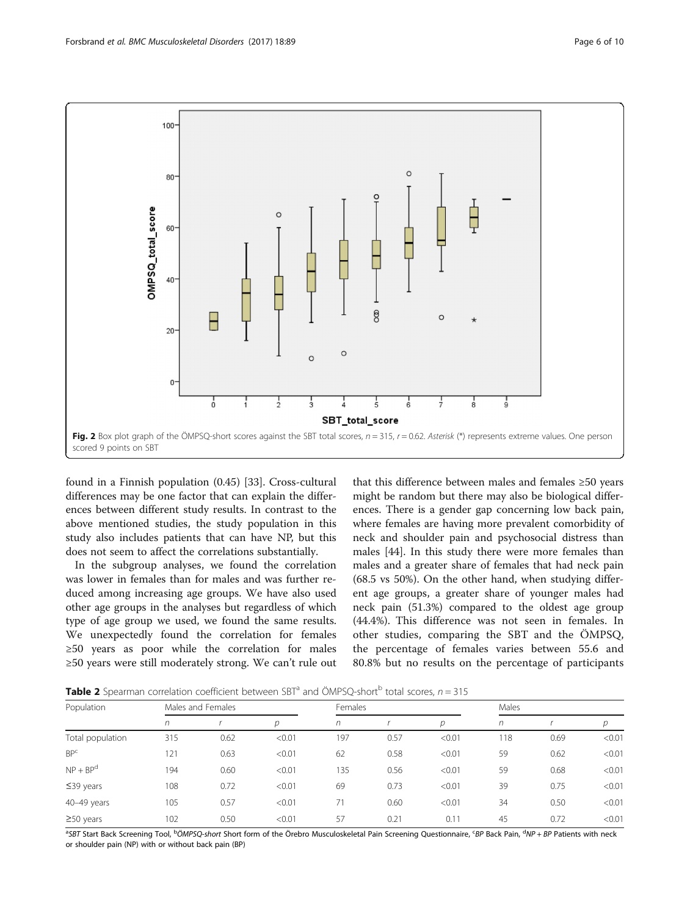Fig. 2 Box plot graph of the ÖMPSQ-short scores against the SBT total scores, $n = 315$, $r = 0.62$. *Asterisk* (*) represents extreme values. One person scored 9 points on SBT

found in a Finnish population (0.45) [33]. Cross-cultural differences may be one factor that can explain the differences between different study results. In contrast to the above mentioned studies, the study population in this study also includes patients that can have NP, but this does not seem to affect the correlations substantially.

In the subgroup analyses, we found the correlation was lower in females than for males and was further reduced among increasing age groups. We have also used other age groups in the analyses but regardless of which type of age group we used, we found the same results. We unexpectedly found the correlation for females ≥50 years as poor while the correlation for males ≥50 years were still moderately strong. We can't rule out that this difference between males and females ≥50 years might be random but there may also be biological differences. There is a gender gap concerning low back pain, where females are having more prevalent comorbidity of neck and shoulder pain and psychosocial distress than males [44]. In this study there were more females than males and a greater share of females that had neck pain (68.5 vs 50%). On the other hand, when studying different age groups, a greater share of younger males had neck pain (51.3%) compared to the oldest age group (44.4%). This difference was not seen in females. In other studies, comparing the SBT and the ÖMPSQ, the percentage of females varies between 55.6 and 80.8% but no results on the percentage of participants

**Table 2** Spearman correlation coefficient between SBT[a] and ÖMPSQ-short[b] total scores, $n = 315$

| Population | Males and Females | | | Females | | | Males | | |
|---|---|---|---|---|---|---|---|---|---|
| | *n* | *r* | *p* | *n* | *r* | *p* | *n* | *r* | *p* |
| Total population | 315 | 0.62 | <0.01 | 197 | 0.57 | <0.01 | 118 | 0.69 | <0.01 |
| BP[c] | 121 | 0.63 | <0.01 | 62 | 0.58 | <0.01 | 59 | 0.62 | <0.01 |
| NP + BP[d] | 194 | 0.60 | <0.01 | 135 | 0.56 | <0.01 | 59 | 0.68 | <0.01 |
| ≤39 years | 108 | 0.72 | <0.01 | 69 | 0.73 | <0.01 | 39 | 0.75 | <0.01 |
| 40–49 years | 105 | 0.57 | <0.01 | 71 | 0.60 | <0.01 | 34 | 0.50 | <0.01 |
| ≥50 years | 102 | 0.50 | <0.01 | 57 | 0.21 | 0.11 | 45 | 0.72 | <0.01 |

[a]*SBT* Start Back Screening Tool, [b]*ÖMPSQ-short* Short form of the Örebro Musculoskeletal Pain Screening Questionnaire, [c]*BP* Back Pain, [d]*NP + BP* Patients with neck or shoulder pain (NP) with or without back pain (BP)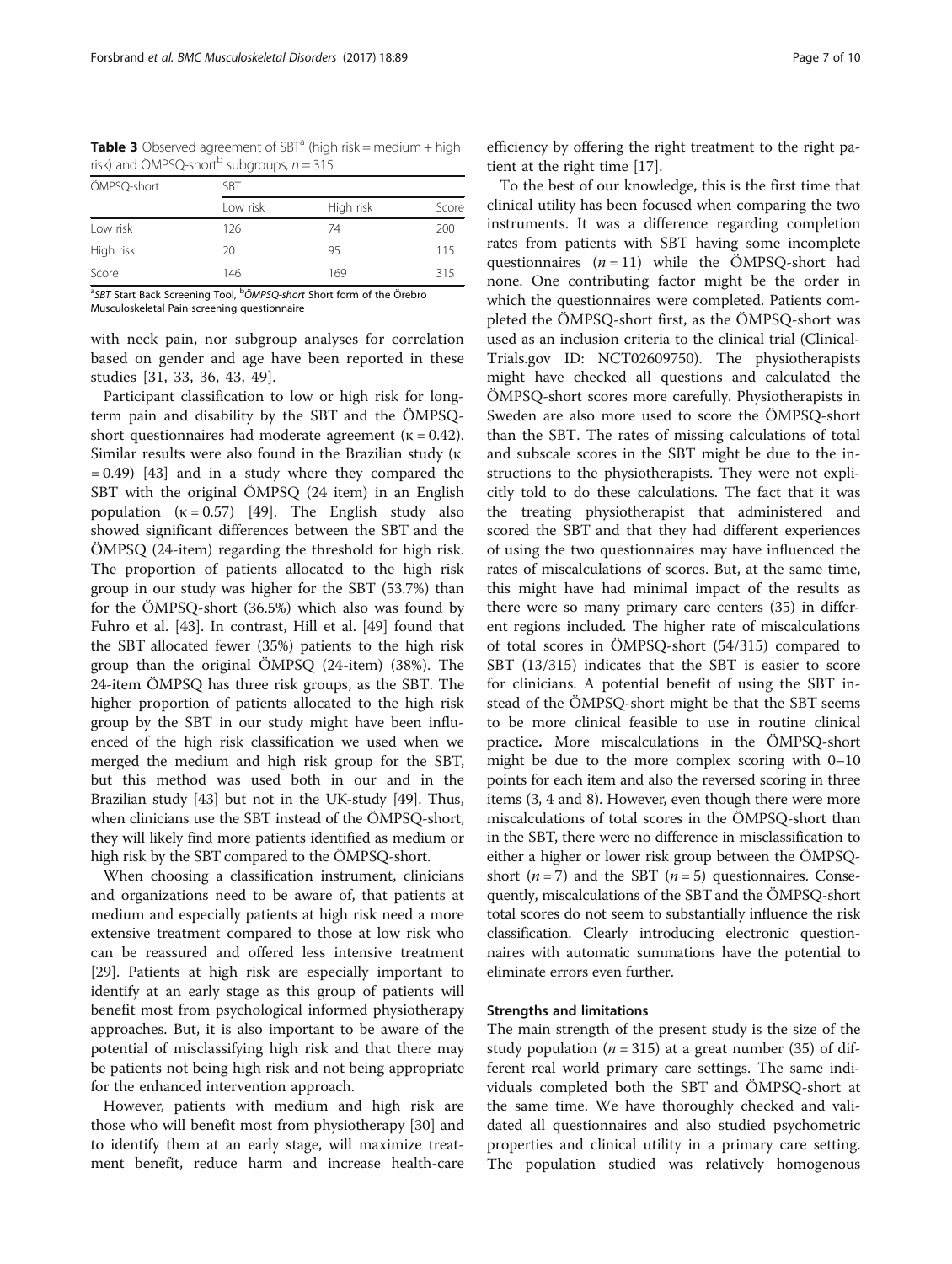**Table 3** Observed agreement of SBT[a] (high risk = medium + high risk) and ÖMPSQ-short[b] subgroups, $n = 315$

| ÖMPSQ-short | SBT | | |
|---|---|---|---|
| | Low risk | High risk | Score |
| Low risk | 126 | 74 | 200 |
| High risk | 20 | 95 | 115 |
| Score | 146 | 169 | 315 |

[a]*SBT* Start Back Screening Tool, [b]*ÖMPSQ-short* Short form of the Örebro Musculoskeletal Pain screening questionnaire

with neck pain, nor subgroup analyses for correlation based on gender and age have been reported in these studies [31, 33, 36, 43, 49].

Participant classification to low or high risk for long-term pain and disability by the SBT and the ÖMPSQ-short questionnaires had moderate agreement ($\kappa = 0.42$). Similar results were also found in the Brazilian study ($\kappa = 0.49$) [43] and in a study where they compared the SBT with the original ÖMPSQ (24 item) in an English population ($\kappa = 0.57$) [49]. The English study also showed significant differences between the SBT and the ÖMPSQ (24-item) regarding the threshold for high risk. The proportion of patients allocated to the high risk group in our study was higher for the SBT (53.7%) than for the ÖMPSQ-short (36.5%) which also was found by Fuhro et al. [43]. In contrast, Hill et al. [49] found that the SBT allocated fewer (35%) patients to the high risk group than the original ÖMPSQ (24-item) (38%). The 24-item ÖMPSQ has three risk groups, as the SBT. The higher proportion of patients allocated to the high risk group by the SBT in our study might have been influenced of the high risk classification we used when we merged the medium and high risk group for the SBT, but this method was used both in our and in the Brazilian study [43] but not in the UK-study [49]. Thus, when clinicians use the SBT instead of the ÖMPSQ-short, they will likely find more patients identified as medium or high risk by the SBT compared to the ÖMPSQ-short.

When choosing a classification instrument, clinicians and organizations need to be aware of, that patients at medium and especially patients at high risk need a more extensive treatment compared to those at low risk who can be reassured and offered less intensive treatment [29]. Patients at high risk are especially important to identify at an early stage as this group of patients will benefit most from psychological informed physiotherapy approaches. But, it is also important to be aware of the potential of misclassifying high risk and that there may be patients not being high risk and not being appropriate for the enhanced intervention approach.

However, patients with medium and high risk are those who will benefit most from physiotherapy [30] and to identify them at an early stage, will maximize treatment benefit, reduce harm and increase health-care efficiency by offering the right treatment to the right patient at the right time [17].

To the best of our knowledge, this is the first time that clinical utility has been focused when comparing the two instruments. It was a difference regarding completion rates from patients with SBT having some incomplete questionnaires ($n = 11$) while the ÖMPSQ-short had none. One contributing factor might be the order in which the questionnaires were completed. Patients completed the ÖMPSQ-short first, as the ÖMPSQ-short was used as an inclusion criteria to the clinical trial (ClinicalTrials.gov ID: NCT02609750). The physiotherapists might have checked all questions and calculated the ÖMPSQ-short scores more carefully. Physiotherapists in Sweden are also more used to score the ÖMPSQ-short than the SBT. The rates of missing calculations of total and subscale scores in the SBT might be due to the instructions to the physiotherapists. They were not explicitly told to do these calculations. The fact that it was the treating physiotherapist that administered and scored the SBT and that they had different experiences of using the two questionnaires may have influenced the rates of miscalculations of scores. But, at the same time, this might have had minimal impact of the results as there were so many primary care centers (35) in different regions included. The higher rate of miscalculations of total scores in ÖMPSQ-short (54/315) compared to SBT (13/315) indicates that the SBT is easier to score for clinicians. A potential benefit of using the SBT instead of the ÖMPSQ-short might be that the SBT seems to be more clinical feasible to use in routine clinical practice**.** More miscalculations in the ÖMPSQ-short might be due to the more complex scoring with 0–10 points for each item and also the reversed scoring in three items (3, 4 and 8). However, even though there were more miscalculations of total scores in the ÖMPSQ-short than in the SBT, there were no difference in misclassification to either a higher or lower risk group between the ÖMPSQ-short ($n = 7$) and the SBT ($n = 5$) questionnaires. Consequently, miscalculations of the SBT and the ÖMPSQ-short total scores do not seem to substantially influence the risk classification. Clearly introducing electronic questionnaires with automatic summations have the potential to eliminate errors even further.

### Strengths and limitations

The main strength of the present study is the size of the study population ($n = 315$) at a great number (35) of different real world primary care settings. The same individuals completed both the SBT and ÖMPSQ-short at the same time. We have thoroughly checked and validated all questionnaires and also studied psychometric properties and clinical utility in a primary care setting. The population studied was relatively homogenous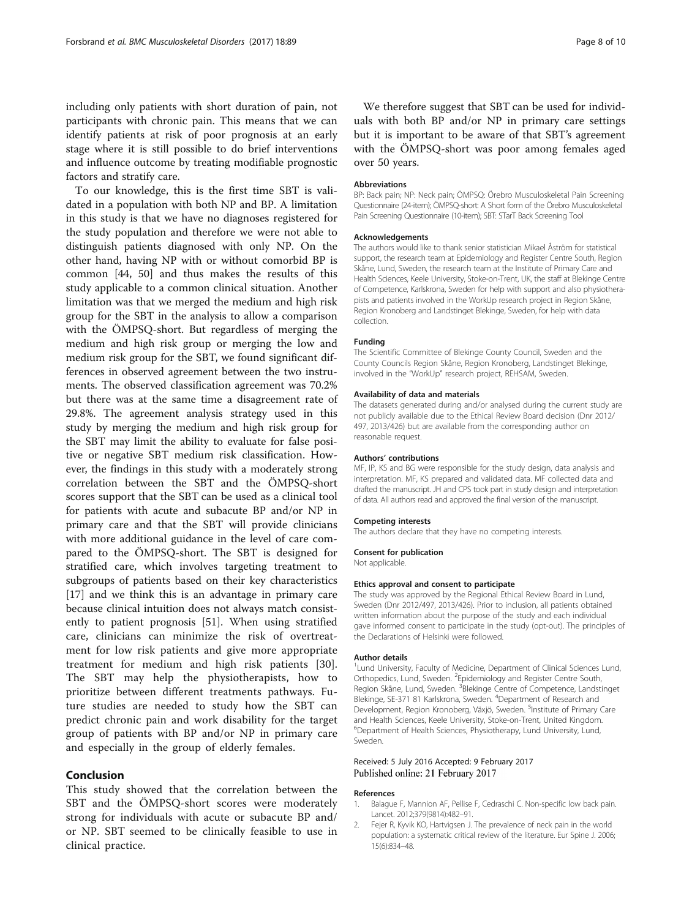including only patients with short duration of pain, not participants with chronic pain. This means that we can identify patients at risk of poor prognosis at an early stage where it is still possible to do brief interventions and influence outcome by treating modifiable prognostic factors and stratify care.

To our knowledge, this is the first time SBT is validated in a population with both NP and BP. A limitation in this study is that we have no diagnoses registered for the study population and therefore we were not able to distinguish patients diagnosed with only NP. On the other hand, having NP with or without comorbid BP is common [44, 50] and thus makes the results of this study applicable to a common clinical situation. Another limitation was that we merged the medium and high risk group for the SBT in the analysis to allow a comparison with the ÖMPSQ-short. But regardless of merging the medium and high risk group or merging the low and medium risk group for the SBT, we found significant differences in observed agreement between the two instruments. The observed classification agreement was 70.2% but there was at the same time a disagreement rate of 29.8%. The agreement analysis strategy used in this study by merging the medium and high risk group for the SBT may limit the ability to evaluate for false positive or negative SBT medium risk classification. However, the findings in this study with a moderately strong correlation between the SBT and the ÖMPSQ-short scores support that the SBT can be used as a clinical tool for patients with acute and subacute BP and/or NP in primary care and that the SBT will provide clinicians with more additional guidance in the level of care compared to the ÖMPSQ-short. The SBT is designed for stratified care, which involves targeting treatment to subgroups of patients based on their key characteristics [17] and we think this is an advantage in primary care because clinical intuition does not always match consistently to patient prognosis [51]. When using stratified care, clinicians can minimize the risk of overtreatment for low risk patients and give more appropriate treatment for medium and high risk patients [30]. The SBT may help the physiotherapists, how to prioritize between different treatments pathways. Future studies are needed to study how the SBT can predict chronic pain and work disability for the target group of patients with BP and/or NP in primary care and especially in the group of elderly females.

## Conclusion

This study showed that the correlation between the SBT and the ÖMPSQ-short scores were moderately strong for individuals with acute or subacute BP and/or NP. SBT seemed to be clinically feasible to use in clinical practice.

We therefore suggest that SBT can be used for individuals with both BP and/or NP in primary care settings but it is important to be aware of that SBT's agreement with the ÖMPSQ-short was poor among females aged over 50 years.

#### Abbreviations

BP: Back pain; NP: Neck pain; ÖMPSQ: Örebro Musculoskeletal Pain Screening Questionnaire (24-item); ÖMPSQ-short: A Short form of the Örebro Musculoskeletal Pain Screening Questionnaire (10-item); SBT: STarT Back Screening Tool

#### Acknowledgements

The authors would like to thank senior statistician Mikael Åström for statistical support, the research team at Epidemiology and Register Centre South, Region Skåne, Lund, Sweden, the research team at the Institute of Primary Care and Health Sciences, Keele University, Stoke-on-Trent, UK, the staff at Blekinge Centre of Competence, Karlskrona, Sweden for help with support and also physiotherapists and patients involved in the WorkUp research project in Region Skåne, Region Kronoberg and Landstinget Blekinge, Sweden, for help with data collection.

#### Funding

The Scientific Committee of Blekinge County Council, Sweden and the County Councils Region Skåne, Region Kronoberg, Landstinget Blekinge, involved in the "WorkUp" research project, REHSAM, Sweden.

#### Availability of data and materials

The datasets generated during and/or analysed during the current study are not publicly available due to the Ethical Review Board decision (Dnr 2012/497, 2013/426) but are available from the corresponding author on reasonable request.

#### Authors' contributions

MF, IP, KS and BG were responsible for the study design, data analysis and interpretation. MF, KS prepared and validated data. MF collected data and drafted the manuscript. JH and CPS took part in study design and interpretation of data. All authors read and approved the final version of the manuscript.

#### Competing interests

The authors declare that they have no competing interests.

#### Consent for publication

Not applicable.

#### Ethics approval and consent to participate

The study was approved by the Regional Ethical Review Board in Lund, Sweden (Dnr 2012/497, 2013/426). Prior to inclusion, all patients obtained written information about the purpose of the study and each individual gave informed consent to participate in the study (opt-out). The principles of the Declarations of Helsinki were followed.

#### Author details

[1]Lund University, Faculty of Medicine, Department of Clinical Sciences Lund, Orthopedics, Lund, Sweden. [2]Epidemiology and Register Centre South, Region Skåne, Lund, Sweden. [3]Blekinge Centre of Competence, Landstinget Blekinge, SE-371 81 Karlskrona, Sweden. [4]Department of Research and Development, Region Kronoberg, Växjö, Sweden. [5]Institute of Primary Care and Health Sciences, Keele University, Stoke-on-Trent, United Kingdom. [6]Department of Health Sciences, Physiotherapy, Lund University, Lund, Sweden.

Received: 5 July 2016 Accepted: 9 February 2017
Published online: 21 February 2017

#### References

1. Balague F, Mannion AF, Pellise F, Cedraschi C. Non-specific low back pain. Lancet. 2012;379(9814):482–91.
2. Fejer R, Kyvik KO, Hartvigsen J. The prevalence of neck pain in the world population: a systematic critical review of the literature. Eur Spine J. 2006; 15(6):834–48.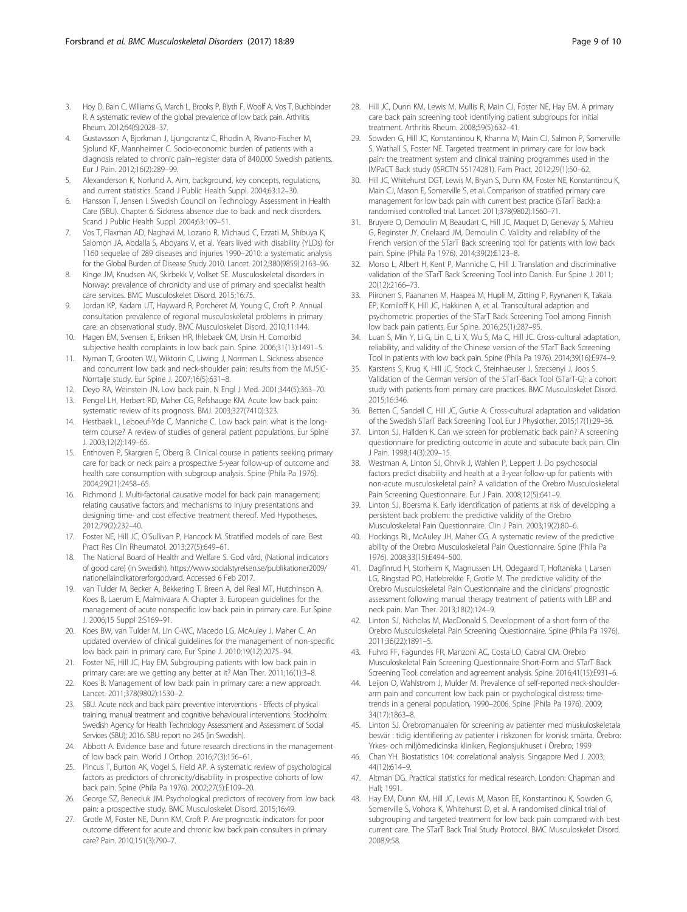3. Hoy D, Bain C, Williams G, March L, Brooks P, Blyth F, Woolf A, Vos T, Buchbinder R. A systematic review of the global prevalence of low back pain. Arthritis Rheum. 2012;64(6):2028–37.
4. Gustavsson A, Bjorkman J, Ljungcrantz C, Rhodin A, Rivano-Fischer M, Sjolund KF, Mannheimer C. Socio-economic burden of patients with a diagnosis related to chronic pain–register data of 840,000 Swedish patients. Eur J Pain. 2012;16(2):289–99.
5. Alexanderson K, Norlund A. Aim, background, key concepts, regulations, and current statistics. Scand J Public Health Suppl. 2004;63:12–30.
6. Hansson T, Jensen I. Swedish Council on Technology Assessment in Health Care (SBU). Chapter 6. Sickness absence due to back and neck disorders. Scand J Public Health Suppl. 2004;63:109–51.
7. Vos T, Flaxman AD, Naghavi M, Lozano R, Michaud C, Ezzati M, Shibuya K, Salomon JA, Abdalla S, Aboyans V, et al. Years lived with disability (YLDs) for 1160 sequelae of 289 diseases and injuries 1990–2010: a systematic analysis for the Global Burden of Disease Study 2010. Lancet. 2012;380(9859):2163–96.
8. Kinge JM, Knudsen AK, Skirbekk V, Vollset SE. Musculoskeletal disorders in Norway: prevalence of chronicity and use of primary and specialist health care services. BMC Musculoskelet Disord. 2015;16:75.
9. Jordan KP, Kadam UT, Hayward R, Porcheret M, Young C, Croft P. Annual consultation prevalence of regional musculoskeletal problems in primary care: an observational study. BMC Musculoskelet Disord. 2010;11:144.
10. Hagen EM, Svensen E, Eriksen HR, Ihlebaek CM, Ursin H. Comorbid subjective health complaints in low back pain. Spine. 2006;31(13):1491–5.
11. Nyman T, Grooten WJ, Wiktorin C, Liwing J, Norrman L. Sickness absence and concurrent low back and neck-shoulder pain: results from the MUSIC-Norrtalje study. Eur Spine J. 2007;16(5):631–8.
12. Deyo RA, Weinstein JN. Low back pain. N Engl J Med. 2001;344(5):363–70.
13. Pengel LH, Herbert RD, Maher CG, Refshauge KM. Acute low back pain: systematic review of its prognosis. BMJ. 2003;327(7410):323.
14. Hestbaek L, Leboeuf-Yde C, Manniche C. Low back pain: what is the long-term course? A review of studies of general patient populations. Eur Spine J. 2003;12(2):149–65.
15. Enthoven P, Skargren E, Oberg B. Clinical course in patients seeking primary care for back or neck pain: a prospective 5-year follow-up of outcome and health care consumption with subgroup analysis. Spine (Phila Pa 1976). 2004;29(21):2458–65.
16. Richmond J. Multi-factorial causative model for back pain management; relating causative factors and mechanisms to injury presentations and designing time- and cost effective treatment thereof. Med Hypotheses. 2012;79(2):232–40.
17. Foster NE, Hill JC, O'Sullivan P, Hancock M. Stratified models of care. Best Pract Res Clin Rheumatol. 2013;27(5):649–61.
18. The National Board of Health and Welfare S. God vård, (National indicators of good care) (in Swedish). https://www.socialstyrelsen.se/publikationer2009/nationellaindikatorerforgodvard. Accessed 6 Feb 2017.
19. van Tulder M, Becker A, Bekkering T, Breen A, del Real MT, Hutchinson A, Koes B, Laerum E, Malmivaara A. Chapter 3. European guidelines for the management of acute nonspecific low back pain in primary care. Eur Spine J. 2006;15 Suppl 2:S169–91.
20. Koes BW, van Tulder M, Lin C-WC, Macedo LG, McAuley J, Maher C. An updated overview of clinical guidelines for the management of non-specific low back pain in primary care. Eur Spine J. 2010;19(12):2075–94.
21. Foster NE, Hill JC, Hay EM. Subgrouping patients with low back pain in primary care: are we getting any better at it? Man Ther. 2011;16(1):3–8.
22. Koes B. Management of low back pain in primary care: a new approach. Lancet. 2011;378(9802):1530–2.
23. SBU. Acute neck and back pain: preventive interventions - Effects of physical training, manual treatment and cognitive behavioural interventions. Stockholm: Swedish Agency for Health Technology Assessment and Assessment of Social Services (SBU); 2016. SBU report no 245 (in Swedish).
24. Abbott A. Evidence base and future research directions in the management of low back pain. World J Orthop. 2016;7(3):156–61.
25. Pincus T, Burton AK, Vogel S, Field AP. A systematic review of psychological factors as predictors of chronicity/disability in prospective cohorts of low back pain. Spine (Phila Pa 1976). 2002;27(5):E109–20.
26. George SZ, Beneciuk JM. Psychological predictors of recovery from low back pain: a prospective study. BMC Musculoskelet Disord. 2015;16:49.
27. Grotle M, Foster NE, Dunn KM, Croft P. Are prognostic indicators for poor outcome different for acute and chronic low back pain consulters in primary care? Pain. 2010;151(3):790–7.
28. Hill JC, Dunn KM, Lewis M, Mullis R, Main CJ, Foster NE, Hay EM. A primary care back pain screening tool: identifying patient subgroups for initial treatment. Arthritis Rheum. 2008;59(5):632–41.
29. Sowden G, Hill JC, Konstantinou K, Khanna M, Main CJ, Salmon P, Somerville S, Wathall S, Foster NE. Targeted treatment in primary care for low back pain: the treatment system and clinical training programmes used in the IMPaCT Back study (ISRCTN 55174281). Fam Pract. 2012;29(1):50–62.
30. Hill JC, Whitehurst DGT, Lewis M, Bryan S, Dunn KM, Foster NE, Konstantinou K, Main CJ, Mason E, Somerville S, et al. Comparison of stratified primary care management for low back pain with current best practice (STarT Back): a randomised controlled trial. Lancet. 2011;378(9802):1560–71.
31. Bruyere O, Demoulin M, Beaudart C, Hill JC, Maquet D, Genevay S, Mahieu G, Reginster JY, Crielaard JM, Demoulin C. Validity and reliability of the French version of the STarT Back screening tool for patients with low back pain. Spine (Phila Pa 1976). 2014;39(2):E123–8.
32. Morso L, Albert H, Kent P, Manniche C, Hill J. Translation and discriminative validation of the STarT Back Screening Tool into Danish. Eur Spine J. 2011; 20(12):2166–73.
33. Piironen S, Paananen M, Haapea M, Hupli M, Zitting P, Ryynanen K, Takala EP, Korniloff K, Hill JC, Hakkinen A, et al. Transcultural adaption and psychometric properties of the STarT Back Screening Tool among Finnish low back pain patients. Eur Spine. 2016;25(1):287–95.
34. Luan S, Min Y, Li G, Lin C, Li X, Wu S, Ma C, Hill JC. Cross-cultural adaptation, reliability, and validity of the Chinese version of the STarT Back Screening Tool in patients with low back pain. Spine (Phila Pa 1976). 2014;39(16):E974–9.
35. Karstens S, Krug K, Hill JC, Stock C, Steinhaeuser J, Szecsenyi J, Joos S. Validation of the German version of the STarT-Back Tool (STarT-G): a cohort study with patients from primary care practices. BMC Musculoskelet Disord. 2015;16:346.
36. Betten C, Sandell C, Hill JC, Gutke A. Cross-cultural adaptation and validation of the Swedish STarT Back Screening Tool. Eur J Physiother. 2015;17(1):29–36.
37. Linton SJ, Hallden K. Can we screen for problematic back pain? A screening questionnaire for predicting outcome in acute and subacute back pain. Clin J Pain. 1998;14(3):209–15.
38. Westman A, Linton SJ, Ohrvik J, Wahlen P, Leppert J. Do psychosocial factors predict disability and health at a 3-year follow-up for patients with non-acute musculoskeletal pain? A validation of the Orebro Musculoskeletal Pain Screening Questionnaire. Eur J Pain. 2008;12(5):641–9.
39. Linton SJ, Boersma K. Early identification of patients at risk of developing a persistent back problem: the predictive validity of the Orebro Musculoskeletal Pain Questionnaire. Clin J Pain. 2003;19(2):80–6.
40. Hockings RL, McAuley JH, Maher CG. A systematic review of the predictive ability of the Orebro Musculoskeletal Pain Questionnaire. Spine (Phila Pa 1976). 2008;33(15):E494–500.
41. Dagfinrud H, Storheim K, Magnussen LH, Odegaard T, Hoftaniska I, Larsen LG, Ringstad PO, Hatlebrekke F, Grotle M. The predictive validity of the Orebro Musculoskeletal Pain Questionnaire and the clinicians' prognostic assessment following manual therapy treatment of patients with LBP and neck pain. Man Ther. 2013;18(2):124–9.
42. Linton SJ, Nicholas M, MacDonald S. Development of a short form of the Orebro Musculoskeletal Pain Screening Questionnaire. Spine (Phila Pa 1976). 2011;36(22):1891–5.
43. Fuhro FF, Fagundes FR, Manzoni AC, Costa LO, Cabral CM. Orebro Musculoskeletal Pain Screening Questionnaire Short-Form and STarT Back Screening Tool: correlation and agreement analysis. Spine. 2016;41(15):E931–6.
44. Leijon O, Wahlstrom J, Mulder M. Prevalence of self-reported neck-shoulder-arm pain and concurrent low back pain or psychological distress: time-trends in a general population, 1990–2006. Spine (Phila Pa 1976). 2009; 34(17):1863–8.
45. Linton SJ. Örebromanualen för screening av patienter med muskuloskeletala besvär : tidig identifiering av patienter i riskzonen för kronisk smärta. Örebro: Yrkes- och miljömedicinska kliniken, Regionsjukhuset i Örebro; 1999
46. Chan YH. Biostatistics 104: correlational analysis. Singapore Med J. 2003; 44(12):614–9.
47. Altman DG. Practical statistics for medical research. London: Chapman and Hall; 1991.
48. Hay EM, Dunn KM, Hill JC, Lewis M, Mason EE, Konstantinou K, Sowden G, Somerville S, Vohora K, Whitehurst D, et al. A randomised clinical trial of subgrouping and targeted treatment for low back pain compared with best current care. The STarT Back Trial Study Protocol. BMC Musculoskelet Disord. 2008;9:58.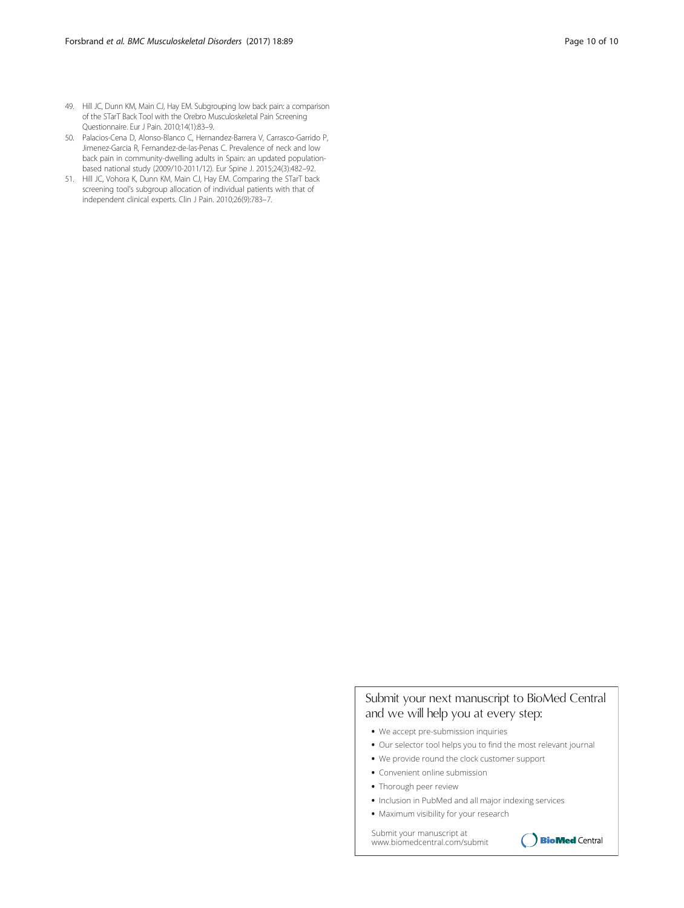49. Hill JC, Dunn KM, Main CJ, Hay EM. Subgrouping low back pain: a comparison of the STarT Back Tool with the Orebro Musculoskeletal Pain Screening Questionnaire. Eur J Pain. 2010;14(1):83–9.
50. Palacios-Cena D, Alonso-Blanco C, Hernandez-Barrera V, Carrasco-Garrido P, Jimenez-Garcia R, Fernandez-de-las-Penas C. Prevalence of neck and low back pain in community-dwelling adults in Spain: an updated population-based national study (2009/10-2011/12). Eur Spine J. 2015;24(3):482–92.
51. Hill JC, Vohora K, Dunn KM, Main CJ, Hay EM. Comparing the STarT back screening tool's subgroup allocation of individual patients with that of independent clinical experts. Clin J Pain. 2010;26(9):783–7.

Submit your next manuscript to BioMed Central and we will help you at every step:

- We accept pre-submission inquiries
- Our selector tool helps you to find the most relevant journal
- We provide round the clock customer support
- Convenient online submission
- Thorough peer review
- Inclusion in PubMed and all major indexing services
- Maximum visibility for your research

Submit your manuscript at
www.biomedcentral.com/submit

BioMed Central